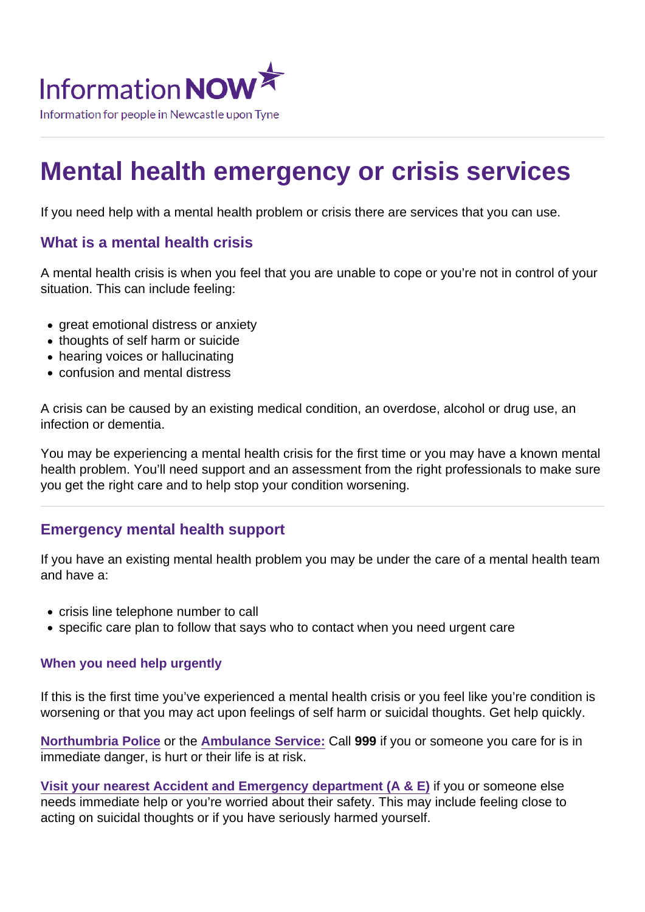Information NOW

Information for people in Newcastle upon Tyne

# Mental health emergency or crisis services

If you need help with a mental health problem or crisis there are services that you can use.

## What is a mental health crisis

A mental health crisis is when you feel that you are unable to cope or you're not in control of your situation. This can include feeling:

- great emotional distress or anxiety
- thoughts of self harm or suicide
- hearing voices or hallucinating
- confusion and mental distress

A crisis can be caused by an existing medical condition, an overdose, alcohol or drug use, an infection or dementia.

You may be experiencing a mental health crisis for the first time or you may have a known mental health problem. You'll need support and an assessment from the right professionals to make sure you get the right care and to help stop your condition worsening.

## Emergency mental health support

If you have an existing mental health problem you may be under the care of a mental health team and have a:

- crisis line telephone number to call
- specific care plan to follow that says who to contact when you need urgent care

### When you need help urgently

If this is the first time you've experienced a mental health crisis or you feel like you're condition is worsening or that you may act upon feelings of self harm or suicidal thoughts. Get help quickly.

**Northumbria Police** or the **Ambulance Service:** Call **999** if you or someone you care for is in immediate danger, is hurt or their life is at risk.

**Visit your nearest Accident and Emergency department (A & E)** if you or someone else needs immediate help or you're worried about their safety. This may include feeling close to acting on suicidal thoughts or if you have seriously harmed yourself.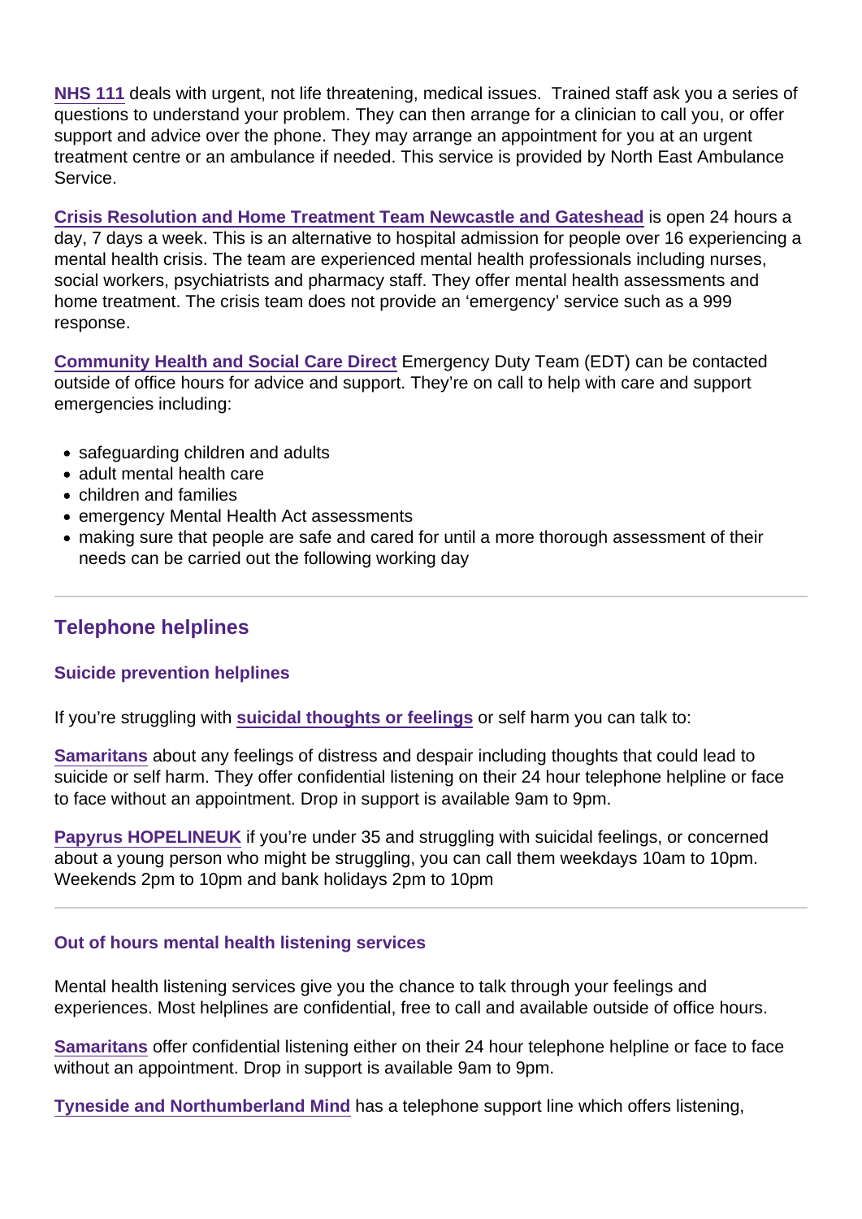NHS 111 deals with urgent, not life threatening, medical issues. Trained staff ask you a series of questions to understand your problem. They can then arrange for a clinician to call you, or offer support and advice over the phone. They may arrange an appointment for you at an urgent treatment centre or an ambulance if needed. This service is provided by North East Ambulance Service.

Crisis Resolution and Home Treatment Team Newcastle and Gateshead is open 24 hours a day, 7 days a week. This is an alternative to hospital admission for people over 16 experiencing a mental health crisis. The team are experienced mental health professionals including nurses, social workers, psychiatrists and pharmacy staff. They offer mental health assessments and home treatment. The crisis team does not provide an 'emergency' service such as a 999 response.

Community Health and Social Care Direct Emergency Duty Team (EDT) can be contacted outside of office hours for advice and support. They're on call to help with care and support emergencies including:

- safeguarding children and adults
- adult mental health care
- children and families
- emergency Mental Health Act assessments
- making sure that people are safe and cared for until a more thorough assessment of their needs can be carried out the following working day

---

## Telephone helplines

### Suicide prevention helplines

If you're struggling with suicidal thoughts or feelings or self harm you can talk to:

Samaritans about any feelings of distress and despair including thoughts that could lead to suicide or self harm. They offer confidential listening on their 24 hour telephone helpline or face to face without an appointment. Drop in support is available 9am to 9pm.

Papyrus HOPELINEUK if you're under 35 and struggling with suicidal feelings, or concerned about a young person who might be struggling, you can call them weekdays 10am to 10pm. Weekends 2pm to 10pm and bank holidays 2pm to 10pm

---

### Out of hours mental health listening services

Mental health listening services give you the chance to talk through your feelings and experiences. Most helplines are confidential, free to call and available outside of office hours.

Samaritans offer confidential listening either on their 24 hour telephone helpline or face to face without an appointment. Drop in support is available 9am to 9pm.

Tyneside and Northumberland Mind has a telephone support line which offers listening,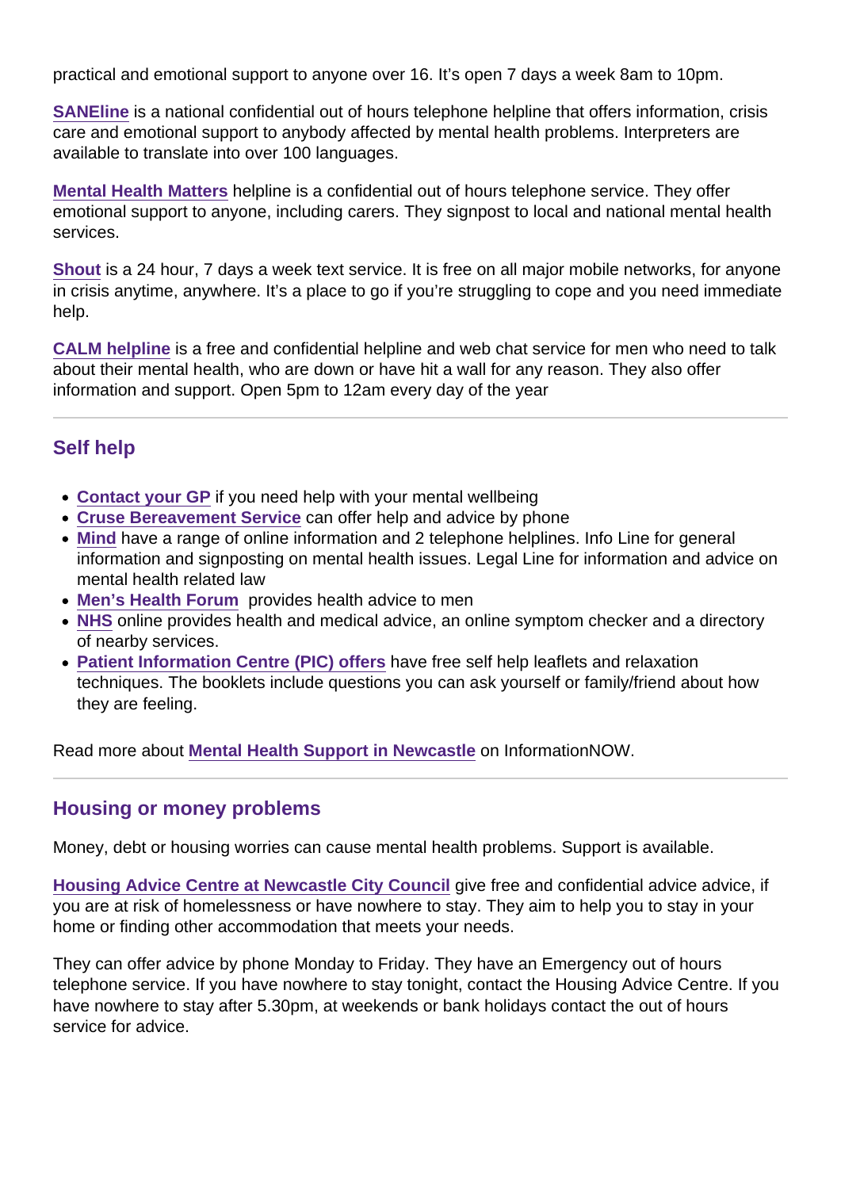practical and emotional support to anyone over 16. It's open 7 days a week 8am to 10pm.

**SANEline** is a national confidential out of hours telephone helpline that offers information, crisis care and emotional support to anybody affected by mental health problems. Interpreters are available to translate into over 100 languages.

**Mental Health Matters** helpline is a confidential out of hours telephone service. They offer emotional support to anyone, including carers. They signpost to local and national mental health services.

**Shout** is a 24 hour, 7 days a week text service. It is free on all major mobile networks, for anyone in crisis anytime, anywhere. It's a place to go if you're struggling to cope and you need immediate help.

**CALM helpline** is a free and confidential helpline and web chat service for men who need to talk about their mental health, who are down or have hit a wall for any reason. They also offer information and support. Open 5pm to 12am every day of the year

---

## Self help

- **Contact your GP** if you need help with your mental wellbeing
- **Cruse Bereavement Service** can offer help and advice by phone
- **Mind** have a range of online information and 2 telephone helplines. Info Line for general information and signposting on mental health issues. Legal Line for information and advice on mental health related law
- **Men's Health Forum** provides health advice to men
- **NHS** online provides health and medical advice, an online symptom checker and a directory of nearby services.
- **Patient Information Centre (PIC) offers** have free self help leaflets and relaxation techniques. The booklets include questions you can ask yourself or family/friend about how they are feeling.

Read more about **Mental Health Support in Newcastle** on InformationNOW.

---

## Housing or money problems

Money, debt or housing worries can cause mental health problems. Support is available.

**Housing Advice Centre at Newcastle City Council** give free and confidential advice advice, if you are at risk of homelessness or have nowhere to stay. They aim to help you to stay in your home or finding other accommodation that meets your needs.

They can offer advice by phone Monday to Friday. They have an Emergency out of hours telephone service. If you have nowhere to stay tonight, contact the Housing Advice Centre. If you have nowhere to stay after 5.30pm, at weekends or bank holidays contact the out of hours service for advice.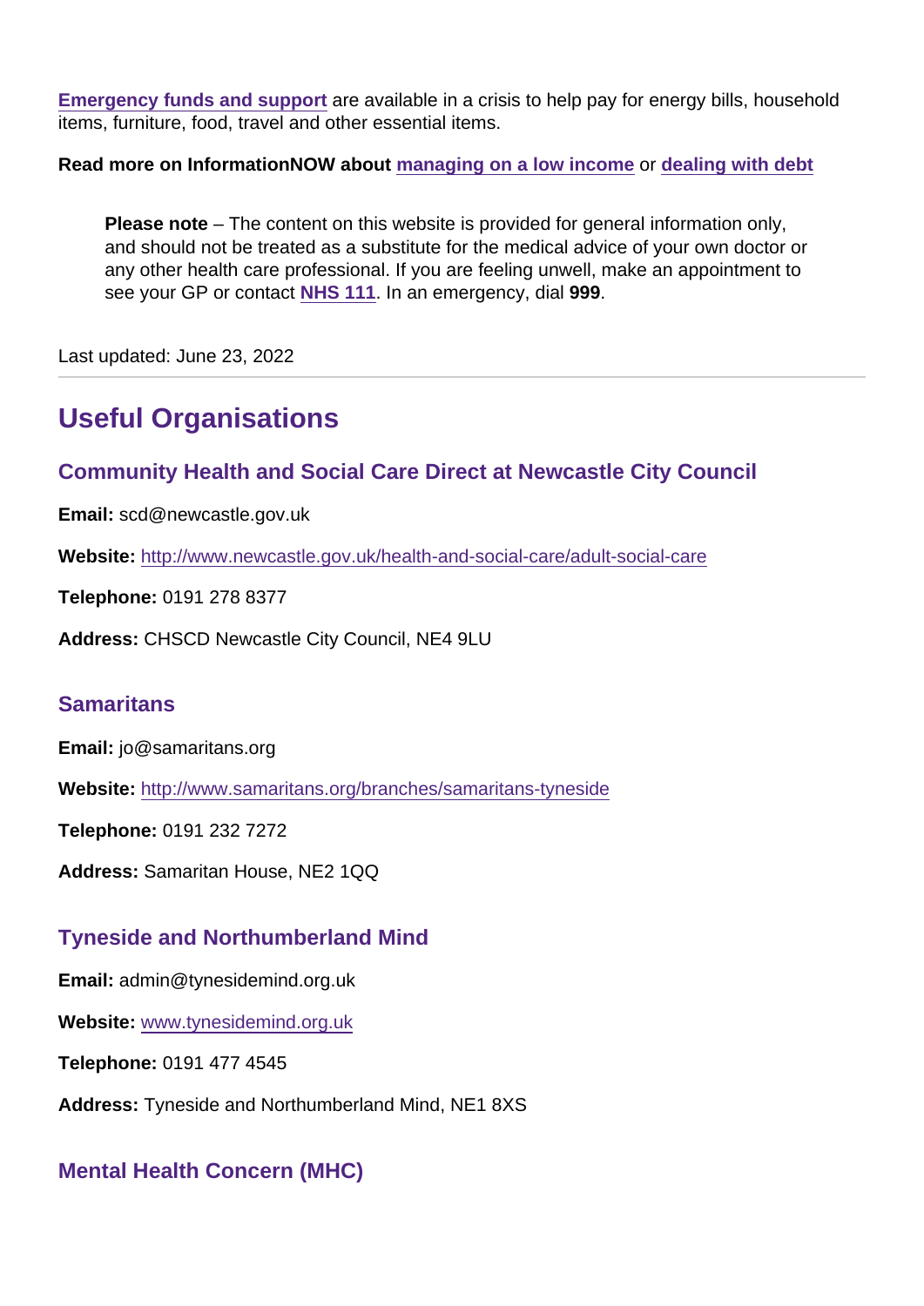[Emergency funds and support](#) are available in a crisis to help pay for energy bills, household items, furniture, food, travel and other essential items.

**Read more on InformationNOW about** [managing on a low income](#) or [dealing with debt](#)

> **Please note** – The content on this website is provided for general information only, and should not be treated as a substitute for the medical advice of your own doctor or any other health care professional. If you are feeling unwell, make an appointment to see your GP or contact **NHS 111**. In an emergency, dial **999**.

Last updated: June 23, 2022

---

## Useful Organisations

### Community Health and Social Care Direct at Newcastle City Council

**Email:** scd@newcastle.gov.uk

**Website:** http://www.newcastle.gov.uk/health-and-social-care/adult-social-care

**Telephone:** 0191 278 8377

**Address:** CHSCD Newcastle City Council, NE4 9LU

### Samaritans

**Email:** jo@samaritans.org

**Website:** http://www.samaritans.org/branches/samaritans-tyneside

**Telephone:** 0191 232 7272

**Address:** Samaritan House, NE2 1QQ

### Tyneside and Northumberland Mind

**Email:** admin@tynesidemind.org.uk

**Website:** www.tynesidemind.org.uk

**Telephone:** 0191 477 4545

**Address:** Tyneside and Northumberland Mind, NE1 8XS

### Mental Health Concern (MHC)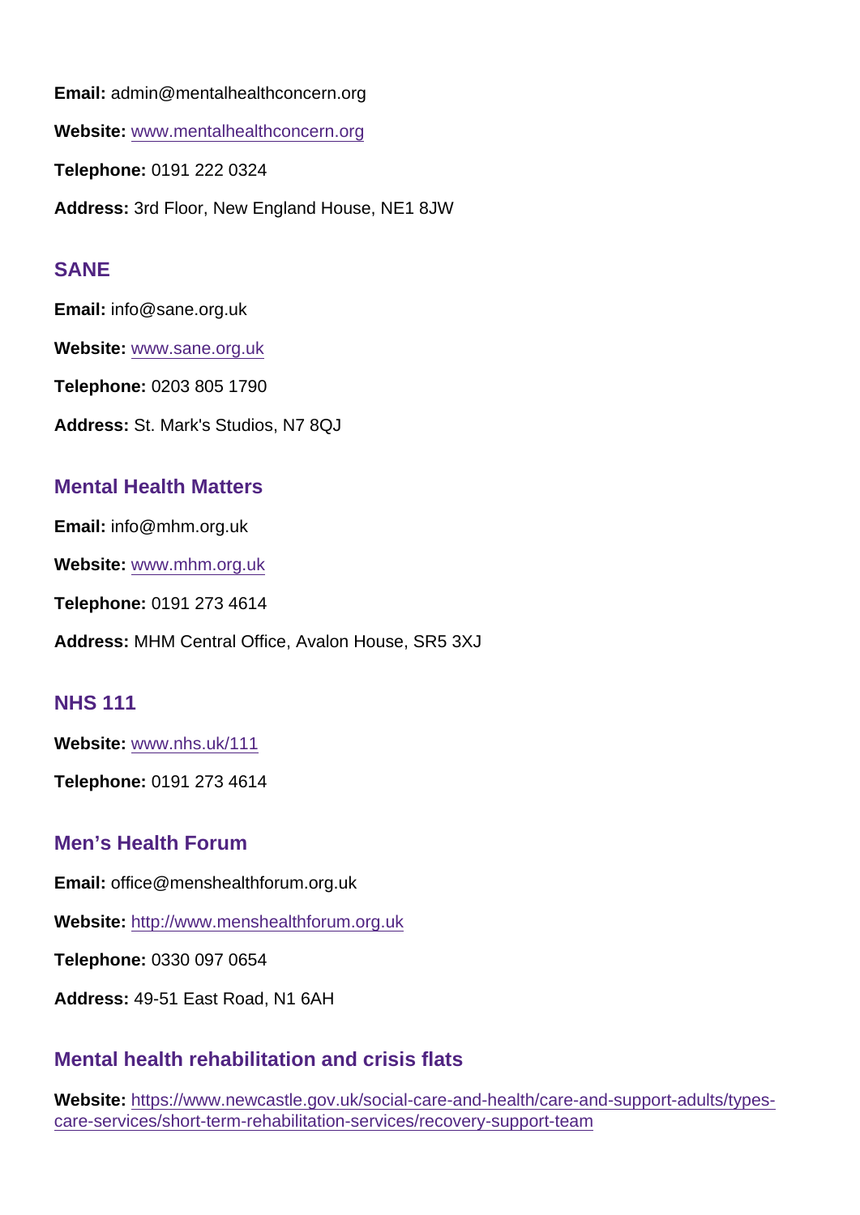**Email:** admin@mentalhealthconcern.org

**Website:** [www.mentalhealthconcern.org](http://www.mentalhealthconcern.org)

**Telephone:** 0191 222 0324

**Address:** 3rd Floor, New England House, NE1 8JW

### SANE

**Email:** info@sane.org.uk

**Website:** [www.sane.org.uk](http://www.sane.org.uk)

**Telephone:** 0203 805 1790

**Address:** St. Mark's Studios, N7 8QJ

### Mental Health Matters

**Email:** info@mhm.org.uk

**Website:** [www.mhm.org.uk](http://www.mhm.org.uk)

**Telephone:** 0191 273 4614

**Address:** MHM Central Office, Avalon House, SR5 3XJ

### NHS 111

**Website:** [www.nhs.uk/111](http://www.nhs.uk/111)

**Telephone:** 0191 273 4614

### Men’s Health Forum

**Email:** office@menshealthforum.org.uk

**Website:** [http://www.menshealthforum.org.uk](http://www.menshealthforum.org.uk)

**Telephone:** 0330 097 0654

**Address:** 49-51 East Road, N1 6AH

### Mental health rehabilitation and crisis flats

**Website:** [https://www.newcastle.gov.uk/social-care-and-health/care-and-support-adults/types-care-services/short-term-rehabilitation-services/recovery-support-team](https://www.newcastle.gov.uk/social-care-and-health/care-and-support-adults/types-care-services/short-term-rehabilitation-services/recovery-support-team)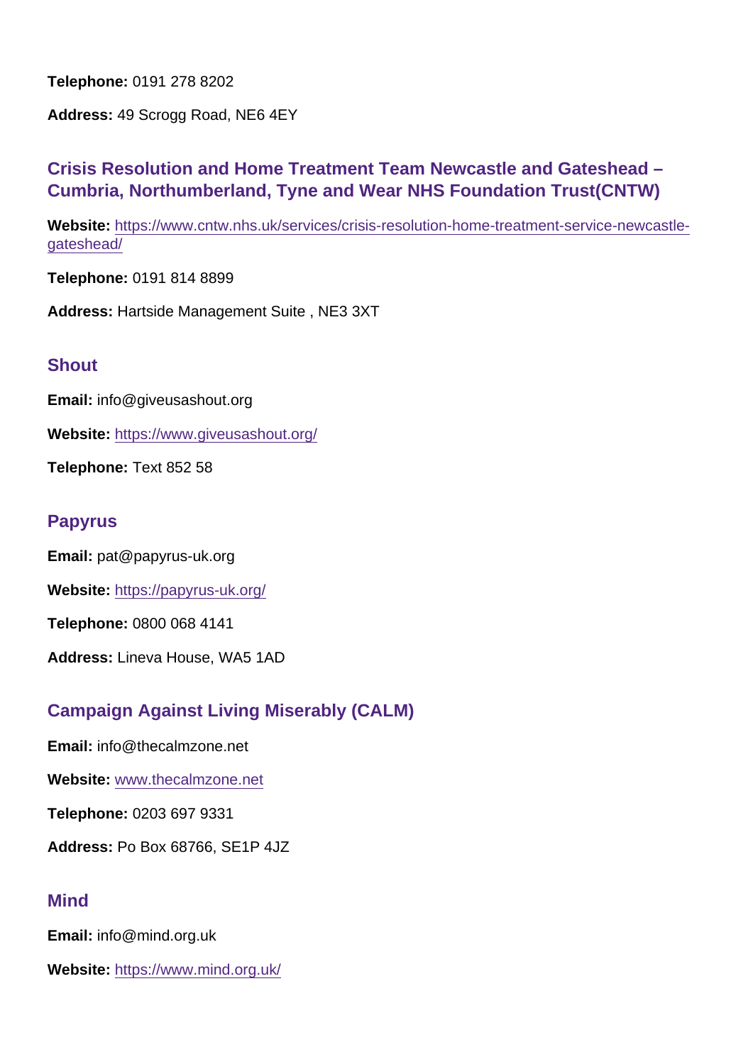**Telephone:** 0191 278 8202

**Address:** 49 Scrogg Road, NE6 4EY

## Crisis Resolution and Home Treatment Team Newcastle and Gateshead – Cumbria, Northumberland, Tyne and Wear NHS Foundation Trust(CNTW)

**Website:** https://www.cntw.nhs.uk/services/crisis-resolution-home-treatment-service-newcastle-gateshead/

**Telephone:** 0191 814 8899

**Address:** Hartside Management Suite , NE3 3XT

## Shout

**Email:** info@giveusashout.org

**Website:** https://www.giveusashout.org/

**Telephone:** Text 852 58

## Papyrus

**Email:** pat@papyrus-uk.org

**Website:** https://papyrus-uk.org/

**Telephone:** 0800 068 4141

**Address:** Lineva House, WA5 1AD

## Campaign Against Living Miserably (CALM)

**Email:** info@thecalmzone.net

**Website:** www.thecalmzone.net

**Telephone:** 0203 697 9331

**Address:** Po Box 68766, SE1P 4JZ

## Mind

**Email:** info@mind.org.uk

**Website:** https://www.mind.org.uk/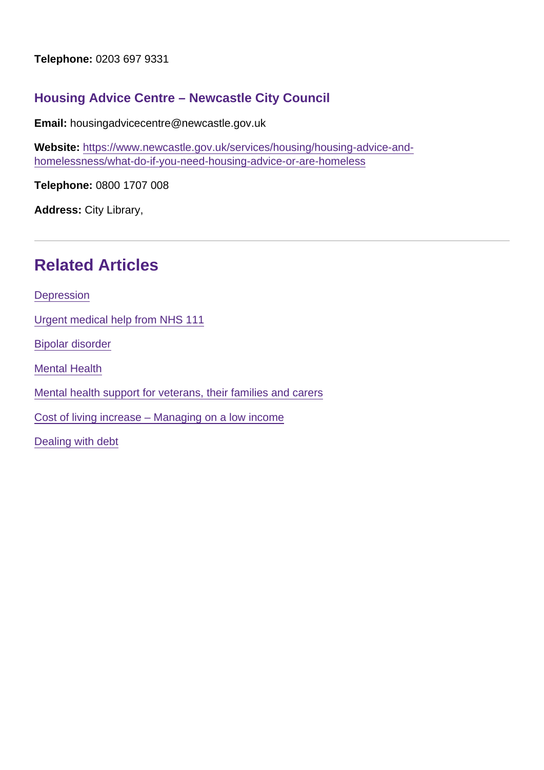**Telephone:** 0203 697 9331

### Housing Advice Centre – Newcastle City Council

**Email:** housingadvicecentre@newcastle.gov.uk

**Website:** [https://www.newcastle.gov.uk/services/housing/housing-advice-and-homelessness/what-do-if-you-need-housing-advice-or-are-homeless](https://www.newcastle.gov.uk/services/housing/housing-advice-and-homelessness/what-do-if-you-need-housing-advice-or-are-homeless)

**Telephone:** 0800 1707 008

**Address:** City Library,

---

## Related Articles

Depression

Urgent medical help from NHS 111

Bipolar disorder

Mental Health

Mental health support for veterans, their families and carers

Cost of living increase – Managing on a low income

Dealing with debt